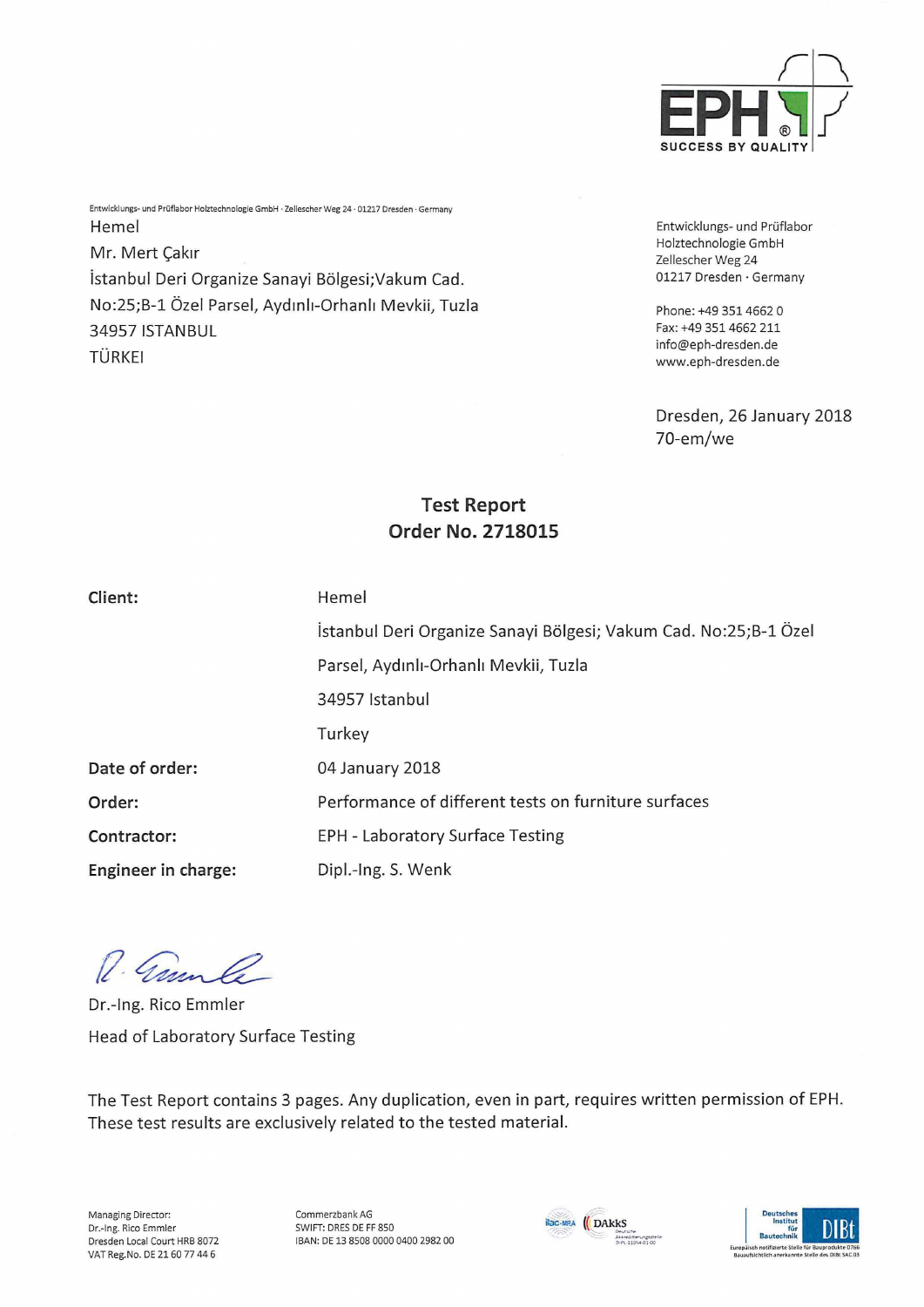Entwicklungs- und Prüflabor Holztechnologie GmbH · Zellescher Weg 24 · 01217 Dresden · Germany

Hemel
Mr. Mert Çakır
İstanbul Deri Organize Sanayi Bölgesi;Vakum Cad.
No:25;B-1 Özel Parsel, Aydınlı-Orhanlı Mevkii, Tuzla
34957 ISTANBUL
TÜRKEI

Entwicklungs- und Prüflabor
Holztechnologie GmbH
Zellescher Weg 24
01217 Dresden · Germany

Phone: +49 351 4662 0
Fax: +49 351 4662 211
info@eph-dresden.de
www.eph-dresden.de

Dresden, 26 January 2018
70-em/we

# Test Report
## Order No. 2718015

| | |
|---|---|
| **Client:** | Hemel |
| | İstanbul Deri Organize Sanayi Bölgesi; Vakum Cad. No:25;B-1 Özel Parsel, Aydınlı-Orhanlı Mevkii, Tuzla |
| | 34957 Istanbul |
| | Turkey |
| **Date of order:** | 04 January 2018 |
| **Order:** | Performance of different tests on furniture surfaces |
| **Contractor:** | EPH - Laboratory Surface Testing |
| **Engineer in charge:** | Dipl.-Ing. S. Wenk |

Dr.-Ing. Rico Emmler
Head of Laboratory Surface Testing

The Test Report contains 3 pages. Any duplication, even in part, requires written permission of EPH. These test results are exclusively related to the tested material.

Managing Director:
Dr.-Ing. Rico Emmler
Dresden Local Court HRB 8072
VAT Reg.No. DE 21 60 77 44 6

Commerzbank AG
SWIFT: DRES DE FF 850
IBAN: DE 13 8508 0000 0400 2982 00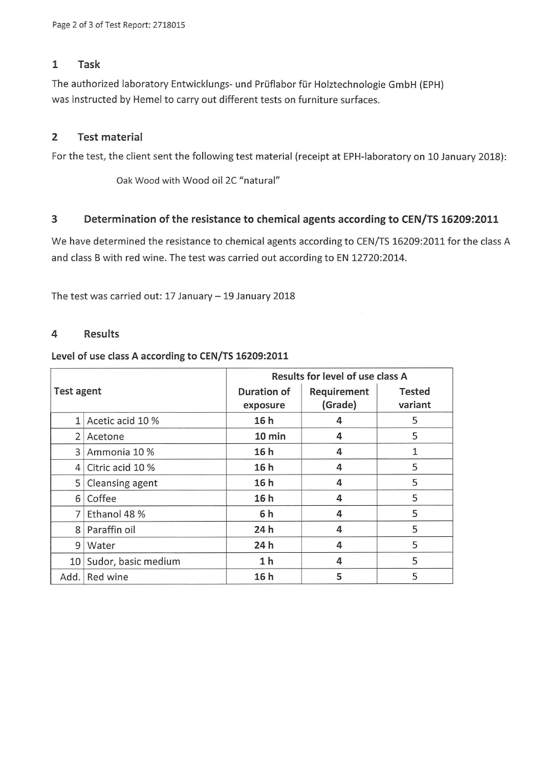## 1 Task

The authorized laboratory Entwicklungs- und Prüflabor für Holztechnologie GmbH (EPH) was instructed by Hemel to carry out different tests on furniture surfaces.

## 2 Test material

For the test, the client sent the following test material (receipt at EPH-laboratory on 10 January 2018):

Oak Wood with Wood oil 2C "natural"

## 3 Determination of the resistance to chemical agents according to CEN/TS 16209:2011

We have determined the resistance to chemical agents according to CEN/TS 16209:2011 for the class A and class B with red wine. The test was carried out according to EN 12720:2014.

The test was carried out: 17 January – 19 January 2018

## 4 Results

**Level of use class A according to CEN/TS 16209:2011**

| Test agent | | Results for level of use class A | | |
|---|---|---|---|---|
| | | Duration of exposure | Requirement (Grade) | Tested variant |
| 1 | Acetic acid 10 % | **16 h** | **4** | 5 |
| 2 | Acetone | **10 min** | **4** | 5 |
| 3 | Ammonia 10 % | **16 h** | **4** | 1 |
| 4 | Citric acid 10 % | **16 h** | **4** | 5 |
| 5 | Cleansing agent | **16 h** | **4** | 5 |
| 6 | Coffee | **16 h** | **4** | 5 |
| 7 | Ethanol 48 % | **6 h** | **4** | 5 |
| 8 | Paraffin oil | **24 h** | **4** | 5 |
| 9 | Water | **24 h** | **4** | 5 |
| 10 | Sudor, basic medium | **1 h** | **4** | 5 |
| Add. | Red wine | **16 h** | **5** | 5 |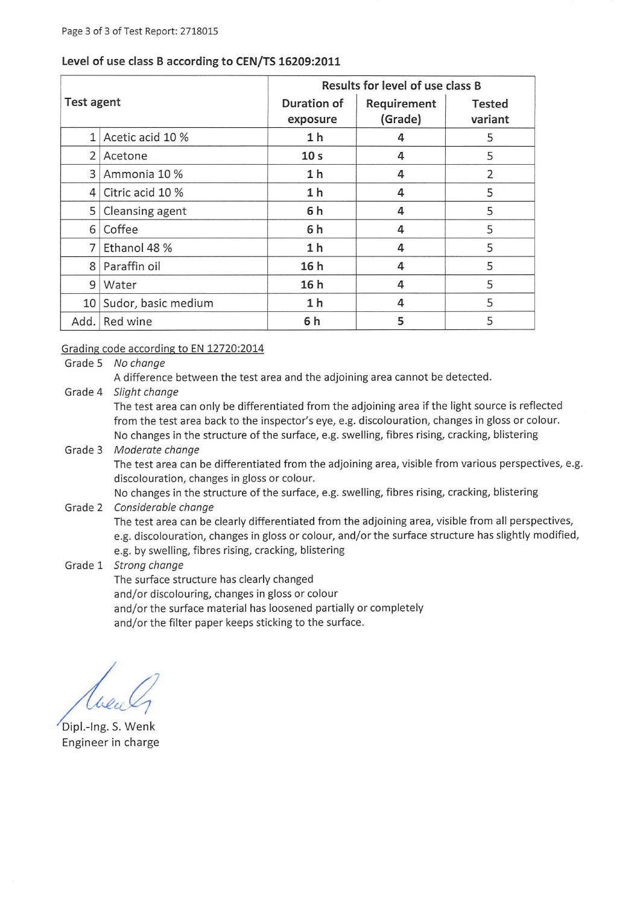Level of use class B according to CEN/TS 16209:2011

| Test agent | | Results for level of use class B | | |
|---|---|---|---|---|
| | | Duration of exposure | Requirement (Grade) | Tested variant |
| 1 | Acetic acid 10 % | **1 h** | **4** | 5 |
| 2 | Acetone | **10 s** | **4** | 5 |
| 3 | Ammonia 10 % | **1 h** | **4** | 2 |
| 4 | Citric acid 10 % | **1 h** | **4** | 5 |
| 5 | Cleansing agent | **6 h** | **4** | 5 |
| 6 | Coffee | **6 h** | **4** | 5 |
| 7 | Ethanol 48 % | **1 h** | **4** | 5 |
| 8 | Paraffin oil | **16 h** | **4** | 5 |
| 9 | Water | **16 h** | **4** | 5 |
| 10 | Sudor, basic medium | **1 h** | **4** | 5 |
| Add. | Red wine | **6 h** | **5** | 5 |

Grading code according to EN 12720:2014

Grade 5 *No change*
A difference between the test area and the adjoining area cannot be detected.

Grade 4 *Slight change*
The test area can only be differentiated from the adjoining area if the light source is reflected from the test area back to the inspector's eye, e.g. discolouration, changes in gloss or colour.
No changes in the structure of the surface, e.g. swelling, fibres rising, cracking, blistering

Grade 3 *Moderate change*
The test area can be differentiated from the adjoining area, visible from various perspectives, e.g. discolouration, changes in gloss or colour.
No changes in the structure of the surface, e.g. swelling, fibres rising, cracking, blistering

Grade 2 *Considerable change*
The test area can be clearly differentiated from the adjoining area, visible from all perspectives, e.g. discolouration, changes in gloss or colour, and/or the surface structure has slightly modified, e.g. by swelling, fibres rising, cracking, blistering

Grade 1 *Strong change*
The surface structure has clearly changed
and/or discolouring, changes in gloss or colour
and/or the surface material has loosened partially or completely
and/or the filter paper keeps sticking to the surface.

Dipl.-Ing. S. Wenk
Engineer in charge